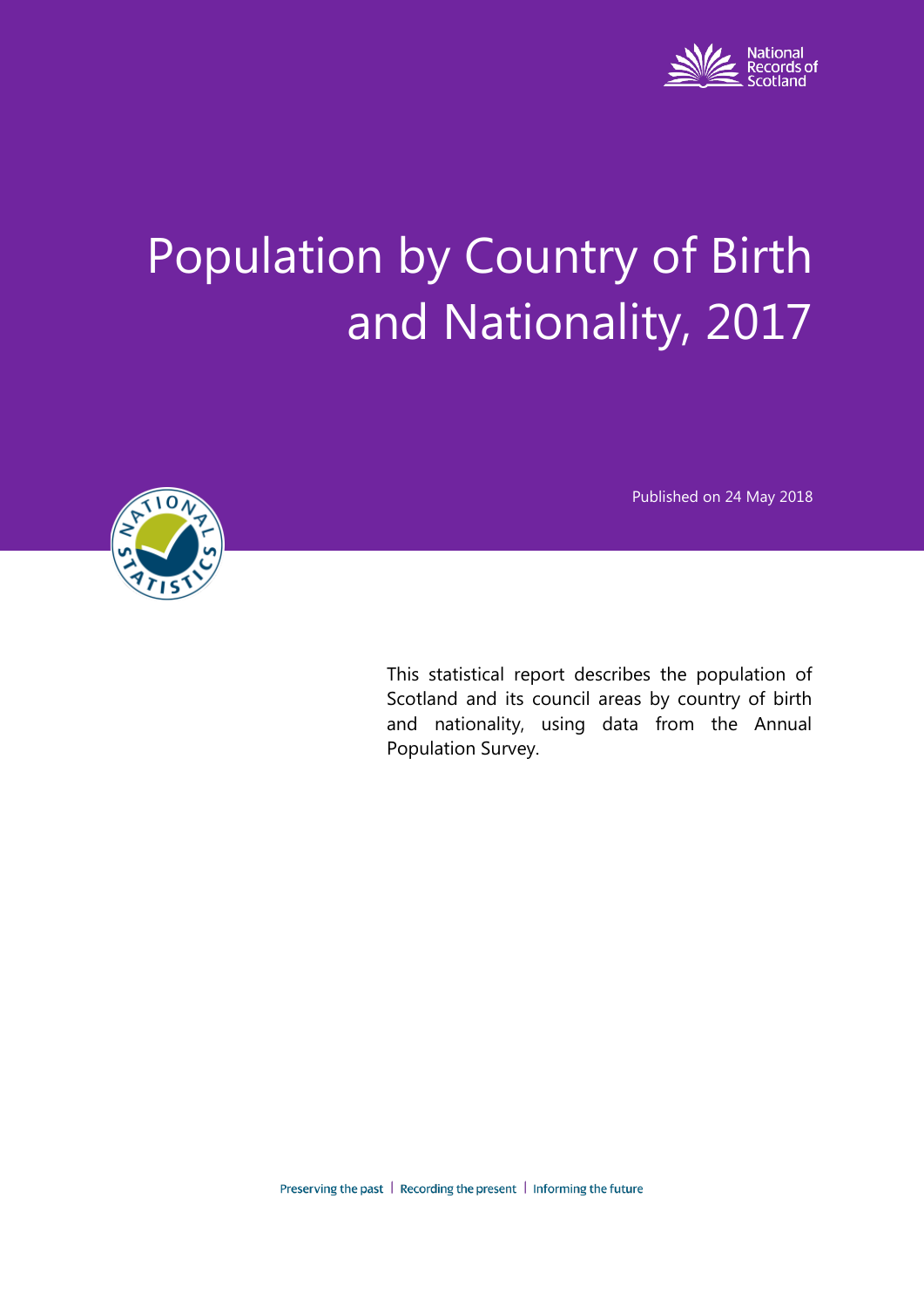National Records of Scotland

# Population by Country of Birth and Nationality, 2017

Published on 24 May 2018

This statistical report describes the population of Scotland and its council areas by country of birth and nationality, using data from the Annual Population Survey.

Preserving the past | Recording the present | Informing the future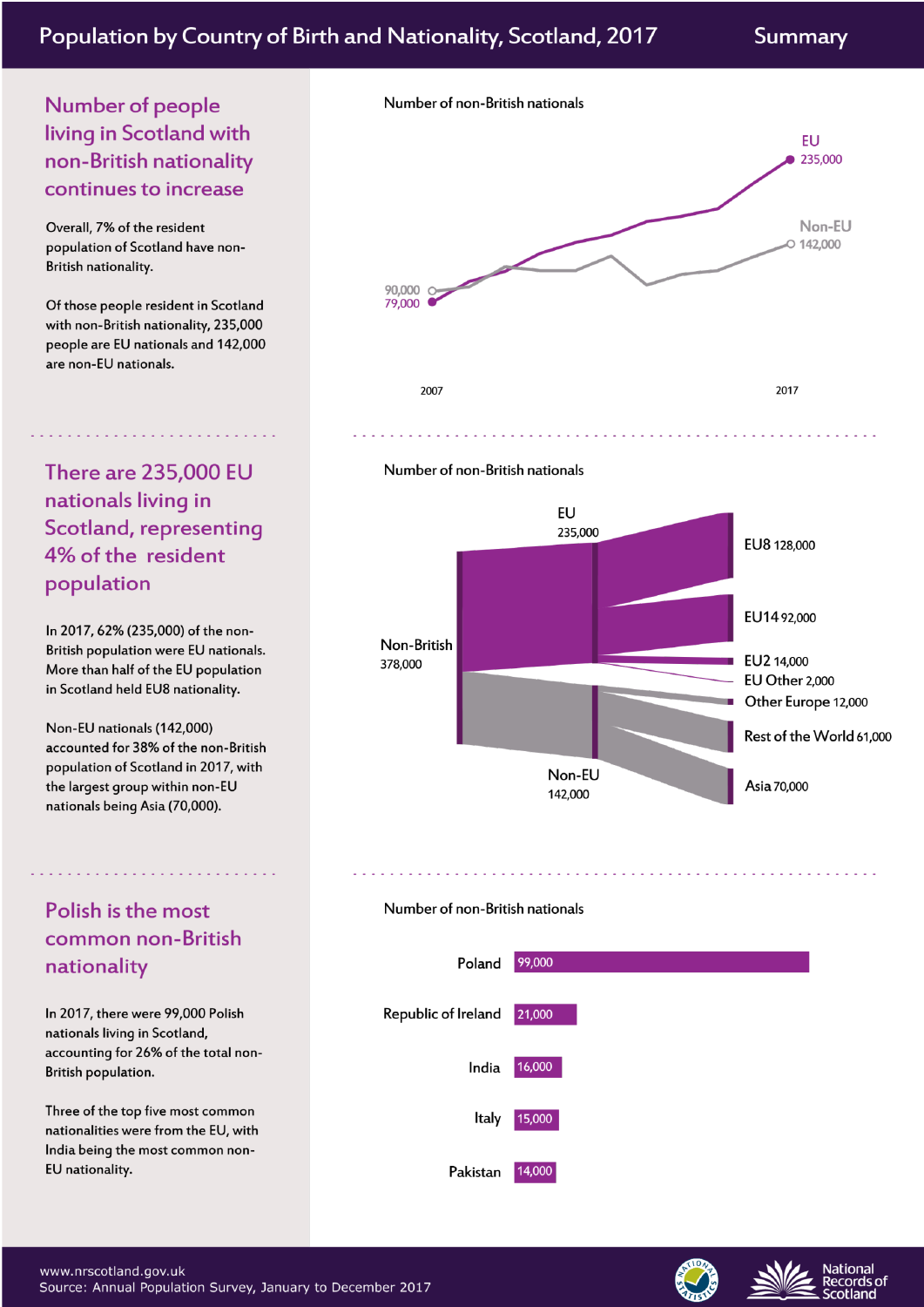# Population by Country of Birth and Nationality, Scotland, 2017

Summary

## Number of people living in Scotland with non-British nationality continues to increase

Overall, 7% of the resident population of Scotland have non-British nationality.

Of those people resident in Scotland with non-British nationality, 235,000 people are EU nationals and 142,000 are non-EU nationals.

Number of non-British nationals

| | 2007 | 2017 |
|---|---|---|
| EU | 79,000 | 235,000 |
| Non-EU | 90,000 | 142,000 |

## There are 235,000 EU nationals living in Scotland, representing 4% of the resident population

In 2017, 62% (235,000) of the non-British population were EU nationals. More than half of the EU population in Scotland held EU8 nationality.

Non-EU nationals (142,000) accounted for 38% of the non-British population of Scotland in 2017, with the largest group within non-EU nationals being Asia (70,000).

Number of non-British nationals

Non-British 378,000

- EU 235,000
  - EU8 128,000
  - EU14 92,000
  - EU2 14,000
  - EU Other 2,000
- Non-EU 142,000
  - Other Europe 12,000
  - Rest of the World 61,000
  - Asia 70,000

## Polish is the most common non-British nationality

In 2017, there were 99,000 Polish nationals living in Scotland, accounting for 26% of the total non-British population.

Three of the top five most common nationalities were from the EU, with India being the most common non-EU nationality.

Number of non-British nationals

| Nationality | Number |
|---|---|
| Poland | 99,000 |
| Republic of Ireland | 21,000 |
| India | 16,000 |
| Italy | 15,000 |
| Pakistan | 14,000 |

www.nrscotland.gov.uk

Source: Annual Population Survey, January to December 2017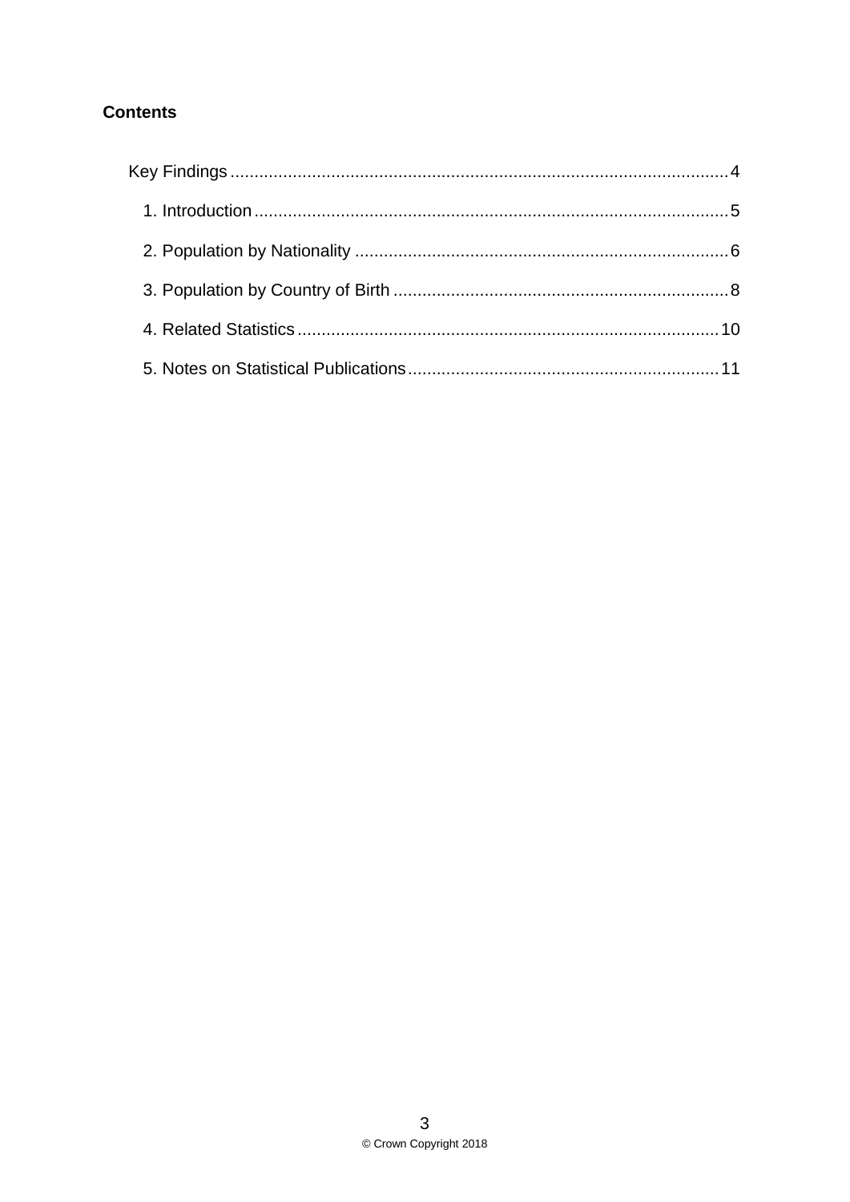**Contents**

- Key Findings ........ 4
  - 1. Introduction ........ 5
  - 2. Population by Nationality ........ 6
  - 3. Population by Country of Birth ........ 8
  - 4. Related Statistics ........ 10
  - 5. Notes on Statistical Publications ........ 11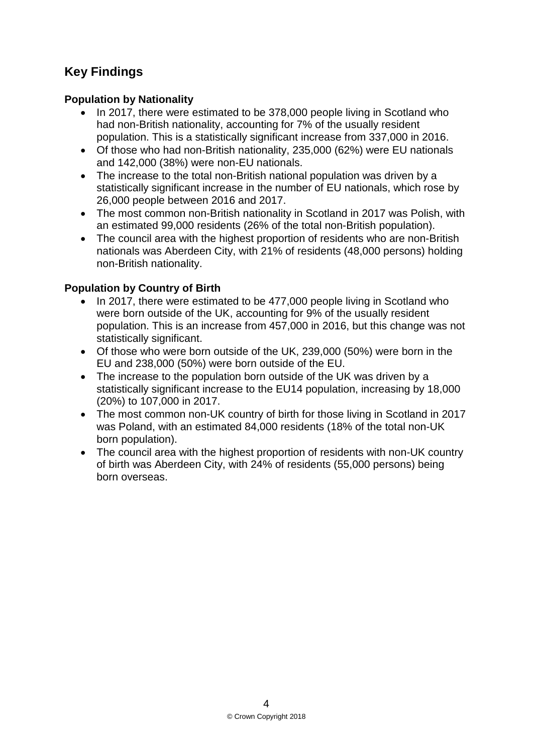## Key Findings

### Population by Nationality

- In 2017, there were estimated to be 378,000 people living in Scotland who had non-British nationality, accounting for 7% of the usually resident population. This is a statistically significant increase from 337,000 in 2016.
- Of those who had non-British nationality, 235,000 (62%) were EU nationals and 142,000 (38%) were non-EU nationals.
- The increase to the total non-British national population was driven by a statistically significant increase in the number of EU nationals, which rose by 26,000 people between 2016 and 2017.
- The most common non-British nationality in Scotland in 2017 was Polish, with an estimated 99,000 residents (26% of the total non-British population).
- The council area with the highest proportion of residents who are non-British nationals was Aberdeen City, with 21% of residents (48,000 persons) holding non-British nationality.

### Population by Country of Birth

- In 2017, there were estimated to be 477,000 people living in Scotland who were born outside of the UK, accounting for 9% of the usually resident population. This is an increase from 457,000 in 2016, but this change was not statistically significant.
- Of those who were born outside of the UK, 239,000 (50%) were born in the EU and 238,000 (50%) were born outside of the EU.
- The increase to the population born outside of the UK was driven by a statistically significant increase to the EU14 population, increasing by 18,000 (20%) to 107,000 in 2017.
- The most common non-UK country of birth for those living in Scotland in 2017 was Poland, with an estimated 84,000 residents (18% of the total non-UK born population).
- The council area with the highest proportion of residents with non-UK country of birth was Aberdeen City, with 24% of residents (55,000 persons) being born overseas.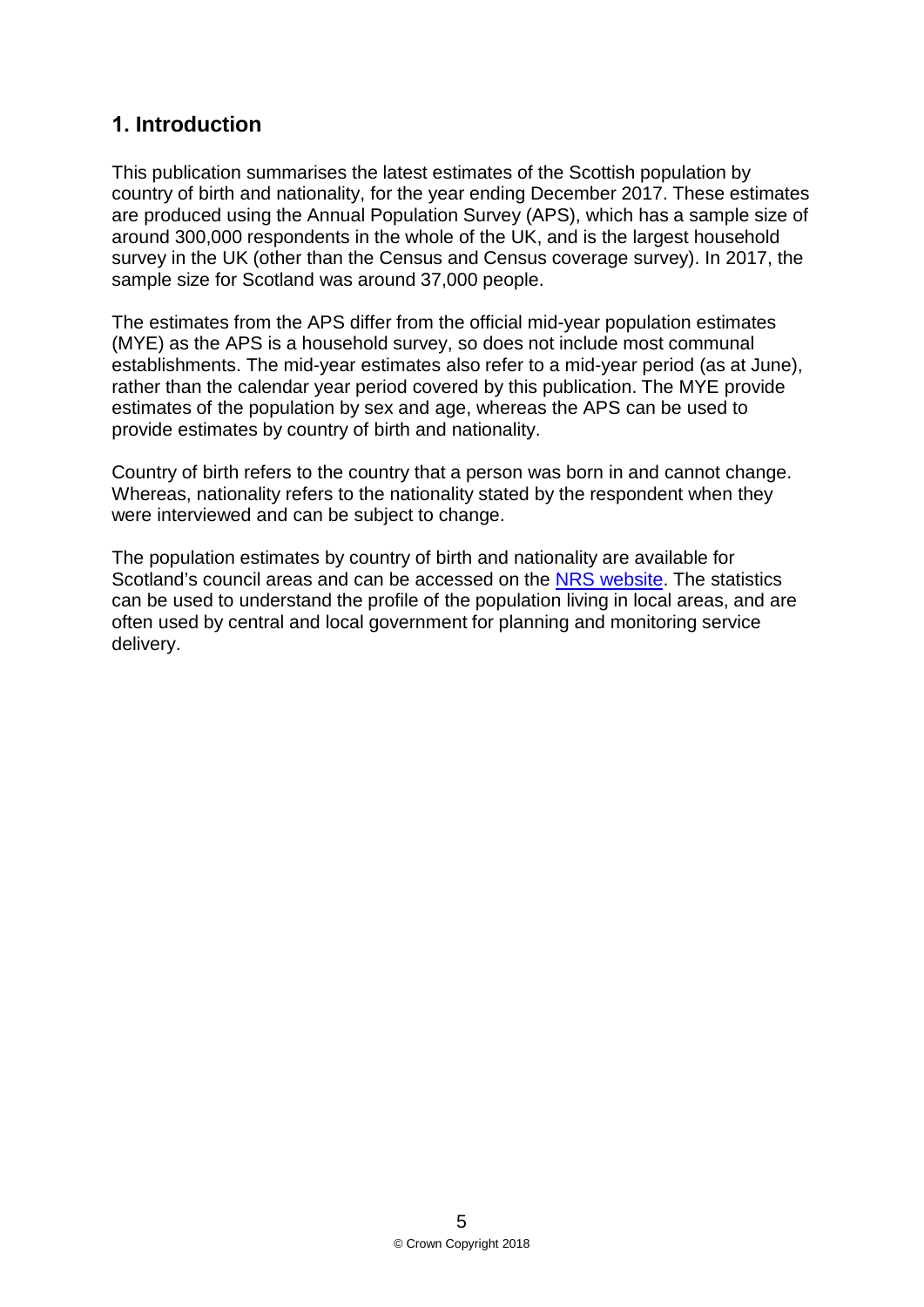## 1. Introduction

This publication summarises the latest estimates of the Scottish population by country of birth and nationality, for the year ending December 2017. These estimates are produced using the Annual Population Survey (APS), which has a sample size of around 300,000 respondents in the whole of the UK, and is the largest household survey in the UK (other than the Census and Census coverage survey). In 2017, the sample size for Scotland was around 37,000 people.

The estimates from the APS differ from the official mid-year population estimates (MYE) as the APS is a household survey, so does not include most communal establishments. The mid-year estimates also refer to a mid-year period (as at June), rather than the calendar year period covered by this publication. The MYE provide estimates of the population by sex and age, whereas the APS can be used to provide estimates by country of birth and nationality.

Country of birth refers to the country that a person was born in and cannot change. Whereas, nationality refers to the nationality stated by the respondent when they were interviewed and can be subject to change.

The population estimates by country of birth and nationality are available for Scotland's council areas and can be accessed on the NRS website. The statistics can be used to understand the profile of the population living in local areas, and are often used by central and local government for planning and monitoring service delivery.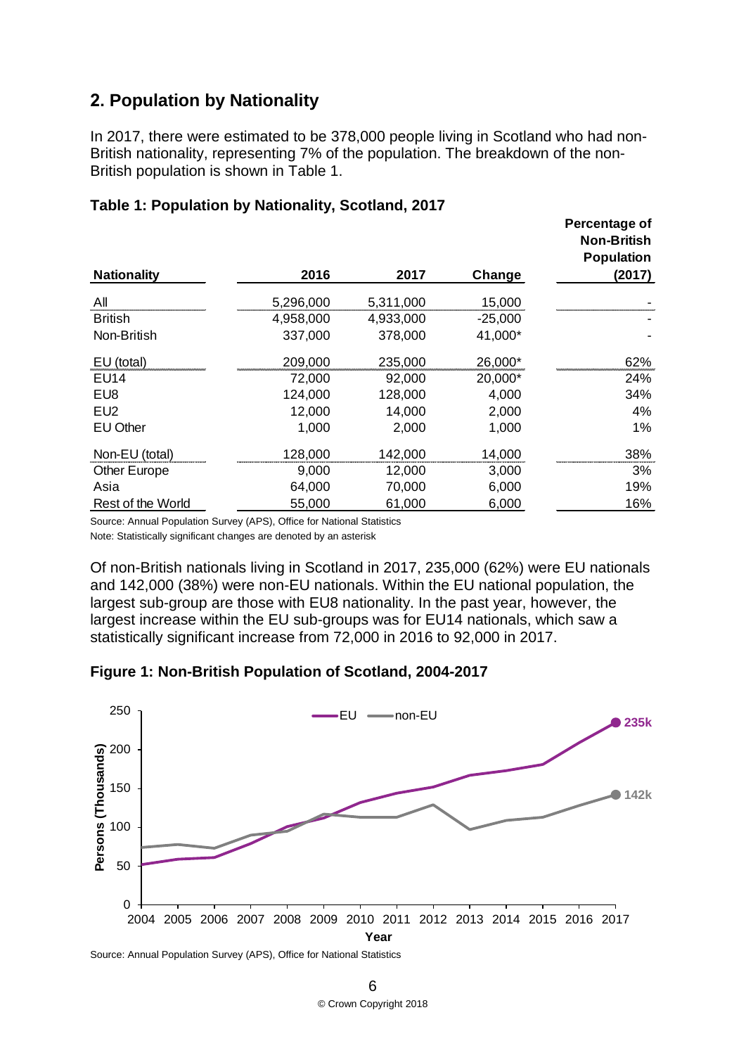## 2. Population by Nationality

In 2017, there were estimated to be 378,000 people living in Scotland who had non-British nationality, representing 7% of the population. The breakdown of the non-British population is shown in Table 1.

**Table 1: Population by Nationality, Scotland, 2017**

| Nationality | 2016 | 2017 | Change | Percentage of Non-British Population (2017) |
|---|---|---|---|---|
| All | 5,296,000 | 5,311,000 | 15,000 | - |
| British | 4,958,000 | 4,933,000 | -25,000 | - |
| Non-British | 337,000 | 378,000 | 41,000* | - |
| EU (total) | 209,000 | 235,000 | 26,000* | 62% |
| EU14 | 72,000 | 92,000 | 20,000* | 24% |
| EU8 | 124,000 | 128,000 | 4,000 | 34% |
| EU2 | 12,000 | 14,000 | 2,000 | 4% |
| EU Other | 1,000 | 2,000 | 1,000 | 1% |
| Non-EU (total) | 128,000 | 142,000 | 14,000 | 38% |
| Other Europe | 9,000 | 12,000 | 3,000 | 3% |
| Asia | 64,000 | 70,000 | 6,000 | 19% |
| Rest of the World | 55,000 | 61,000 | 6,000 | 16% |

Source: Annual Population Survey (APS), Office for National Statistics

Note: Statistically significant changes are denoted by an asterisk

Of non-British nationals living in Scotland in 2017, 235,000 (62%) were EU nationals and 142,000 (38%) were non-EU nationals. Within the EU national population, the largest sub-group are those with EU8 nationality. In the past year, however, the largest increase within the EU sub-groups was for EU14 nationals, which saw a statistically significant increase from 72,000 in 2016 to 92,000 in 2017.

**Figure 1: Non-British Population of Scotland, 2004-2017**

Source: Annual Population Survey (APS), Office for National Statistics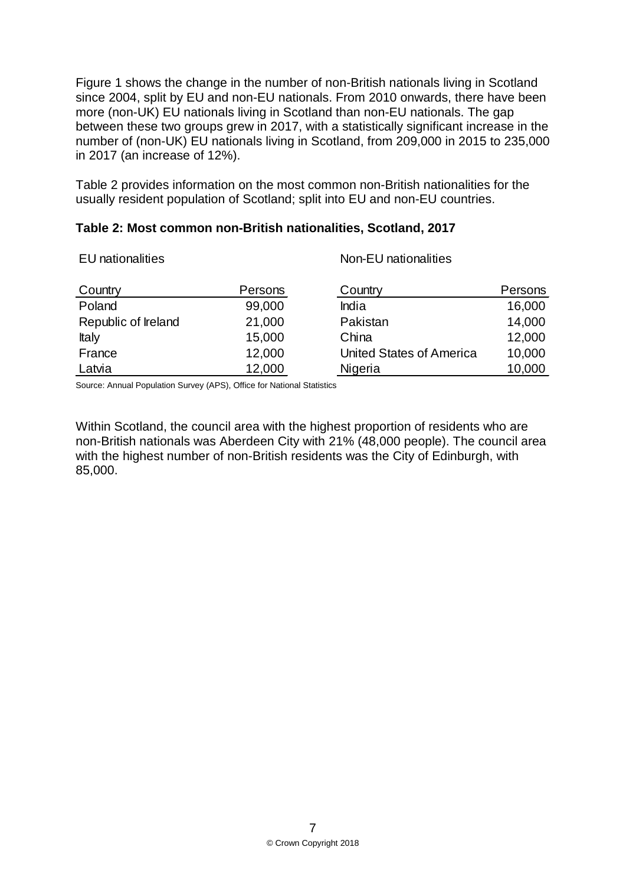Figure 1 shows the change in the number of non-British nationals living in Scotland since 2004, split by EU and non-EU nationals. From 2010 onwards, there have been more (non-UK) EU nationals living in Scotland than non-EU nationals. The gap between these two groups grew in 2017, with a statistically significant increase in the number of (non-UK) EU nationals living in Scotland, from 209,000 in 2015 to 235,000 in 2017 (an increase of 12%).

Table 2 provides information on the most common non-British nationalities for the usually resident population of Scotland; split into EU and non-EU countries.

**Table 2: Most common non-British nationalities, Scotland, 2017**

| EU nationalities | | Non-EU nationalities | |
|---|---|---|---|
| Country | Persons | Country | Persons |
| Poland | 99,000 | India | 16,000 |
| Republic of Ireland | 21,000 | Pakistan | 14,000 |
| Italy | 15,000 | China | 12,000 |
| France | 12,000 | United States of America | 10,000 |
| Latvia | 12,000 | Nigeria | 10,000 |

Source: Annual Population Survey (APS), Office for National Statistics

Within Scotland, the council area with the highest proportion of residents who are non-British nationals was Aberdeen City with 21% (48,000 people). The council area with the highest number of non-British residents was the City of Edinburgh, with 85,000.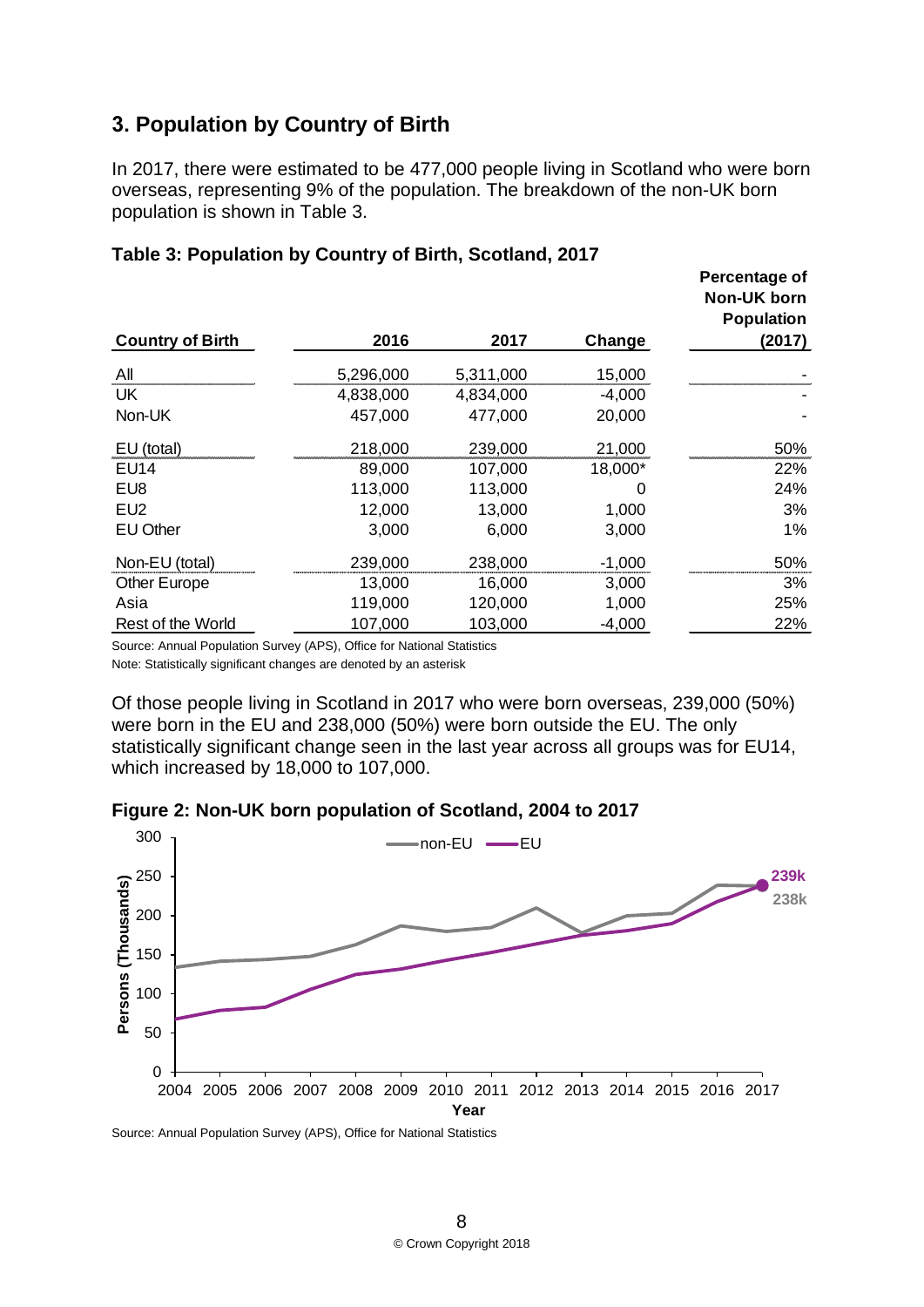## 3. Population by Country of Birth

In 2017, there were estimated to be 477,000 people living in Scotland who were born overseas, representing 9% of the population. The breakdown of the non-UK born population is shown in Table 3.

**Table 3: Population by Country of Birth, Scotland, 2017**

| Country of Birth | 2016 | 2017 | Change | Percentage of Non-UK born Population (2017) |
|---|---|---|---|---|
| All | 5,296,000 | 5,311,000 | 15,000 | - |
| UK | 4,838,000 | 4,834,000 | -4,000 | - |
| Non-UK | 457,000 | 477,000 | 20,000 | - |
| EU (total) | 218,000 | 239,000 | 21,000 | 50% |
| EU14 | 89,000 | 107,000 | 18,000* | 22% |
| EU8 | 113,000 | 113,000 | 0 | 24% |
| EU2 | 12,000 | 13,000 | 1,000 | 3% |
| EU Other | 3,000 | 6,000 | 3,000 | 1% |
| Non-EU (total) | 239,000 | 238,000 | -1,000 | 50% |
| Other Europe | 13,000 | 16,000 | 3,000 | 3% |
| Asia | 119,000 | 120,000 | 1,000 | 25% |
| Rest of the World | 107,000 | 103,000 | -4,000 | 22% |

Source: Annual Population Survey (APS), Office for National Statistics

Note: Statistically significant changes are denoted by an asterisk

Of those people living in Scotland in 2017 who were born overseas, 239,000 (50%) were born in the EU and 238,000 (50%) were born outside the EU. The only statistically significant change seen in the last year across all groups was for EU14, which increased by 18,000 to 107,000.

**Figure 2: Non-UK born population of Scotland, 2004 to 2017**

Source: Annual Population Survey (APS), Office for National Statistics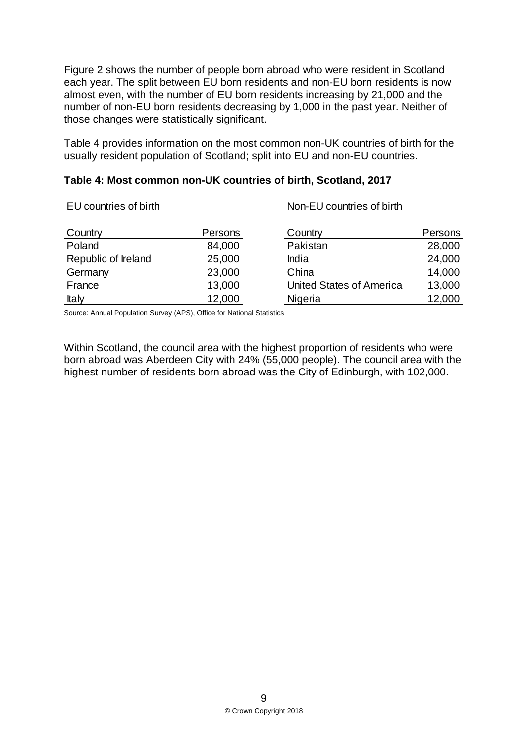Figure 2 shows the number of people born abroad who were resident in Scotland each year. The split between EU born residents and non-EU born residents is now almost even, with the number of EU born residents increasing by 21,000 and the number of non-EU born residents decreasing by 1,000 in the past year. Neither of those changes were statistically significant.

Table 4 provides information on the most common non-UK countries of birth for the usually resident population of Scotland; split into EU and non-EU countries.

**Table 4: Most common non-UK countries of birth, Scotland, 2017**

| EU countries of birth | | Non-EU countries of birth | |
|---|---|---|---|
| Country | Persons | Country | Persons |
| Poland | 84,000 | Pakistan | 28,000 |
| Republic of Ireland | 25,000 | India | 24,000 |
| Germany | 23,000 | China | 14,000 |
| France | 13,000 | United States of America | 13,000 |
| Italy | 12,000 | Nigeria | 12,000 |

Source: Annual Population Survey (APS), Office for National Statistics

Within Scotland, the council area with the highest proportion of residents who were born abroad was Aberdeen City with 24% (55,000 people). The council area with the highest number of residents born abroad was the City of Edinburgh, with 102,000.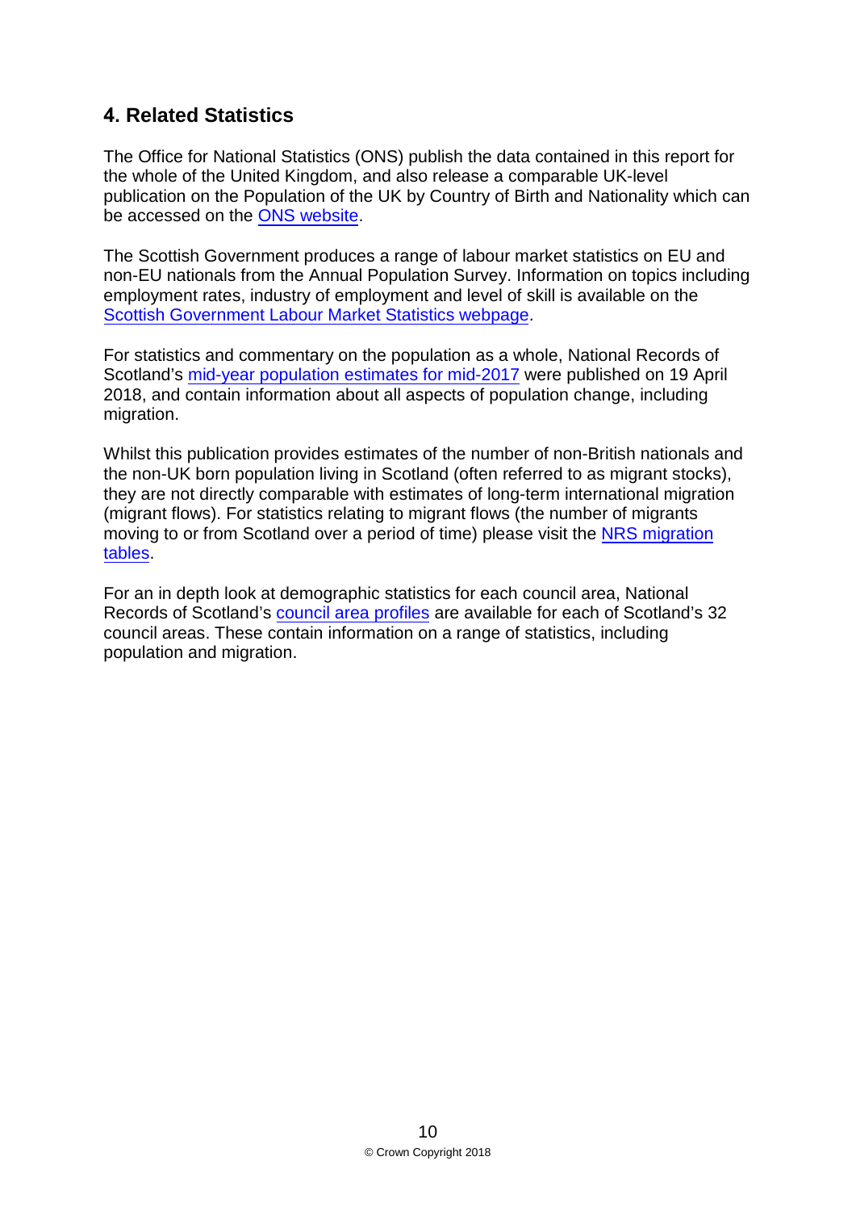## 4. Related Statistics

The Office for National Statistics (ONS) publish the data contained in this report for the whole of the United Kingdom, and also release a comparable UK-level publication on the Population of the UK by Country of Birth and Nationality which can be accessed on the ONS website.

The Scottish Government produces a range of labour market statistics on EU and non-EU nationals from the Annual Population Survey. Information on topics including employment rates, industry of employment and level of skill is available on the Scottish Government Labour Market Statistics webpage.

For statistics and commentary on the population as a whole, National Records of Scotland's mid-year population estimates for mid-2017 were published on 19 April 2018, and contain information about all aspects of population change, including migration.

Whilst this publication provides estimates of the number of non-British nationals and the non-UK born population living in Scotland (often referred to as migrant stocks), they are not directly comparable with estimates of long-term international migration (migrant flows). For statistics relating to migrant flows (the number of migrants moving to or from Scotland over a period of time) please visit the NRS migration tables.

For an in depth look at demographic statistics for each council area, National Records of Scotland's council area profiles are available for each of Scotland's 32 council areas. These contain information on a range of statistics, including population and migration.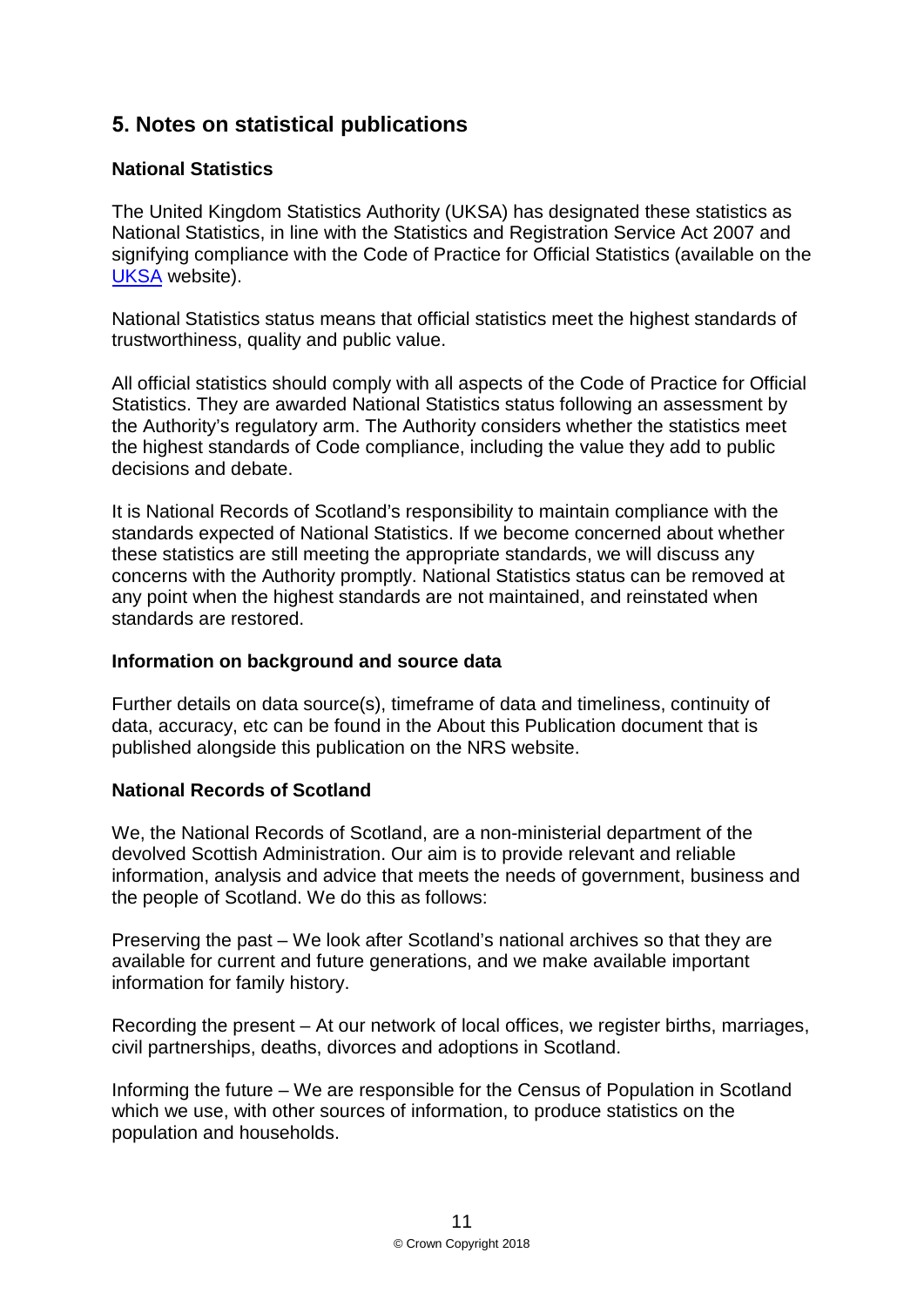## 5. Notes on statistical publications

### National Statistics

The United Kingdom Statistics Authority (UKSA) has designated these statistics as National Statistics, in line with the Statistics and Registration Service Act 2007 and signifying compliance with the Code of Practice for Official Statistics (available on the UKSA website).

National Statistics status means that official statistics meet the highest standards of trustworthiness, quality and public value.

All official statistics should comply with all aspects of the Code of Practice for Official Statistics. They are awarded National Statistics status following an assessment by the Authority's regulatory arm. The Authority considers whether the statistics meet the highest standards of Code compliance, including the value they add to public decisions and debate.

It is National Records of Scotland's responsibility to maintain compliance with the standards expected of National Statistics. If we become concerned about whether these statistics are still meeting the appropriate standards, we will discuss any concerns with the Authority promptly. National Statistics status can be removed at any point when the highest standards are not maintained, and reinstated when standards are restored.

### Information on background and source data

Further details on data source(s), timeframe of data and timeliness, continuity of data, accuracy, etc can be found in the About this Publication document that is published alongside this publication on the NRS website.

### National Records of Scotland

We, the National Records of Scotland, are a non-ministerial department of the devolved Scottish Administration. Our aim is to provide relevant and reliable information, analysis and advice that meets the needs of government, business and the people of Scotland. We do this as follows:

Preserving the past – We look after Scotland's national archives so that they are available for current and future generations, and we make available important information for family history.

Recording the present – At our network of local offices, we register births, marriages, civil partnerships, deaths, divorces and adoptions in Scotland.

Informing the future – We are responsible for the Census of Population in Scotland which we use, with other sources of information, to produce statistics on the population and households.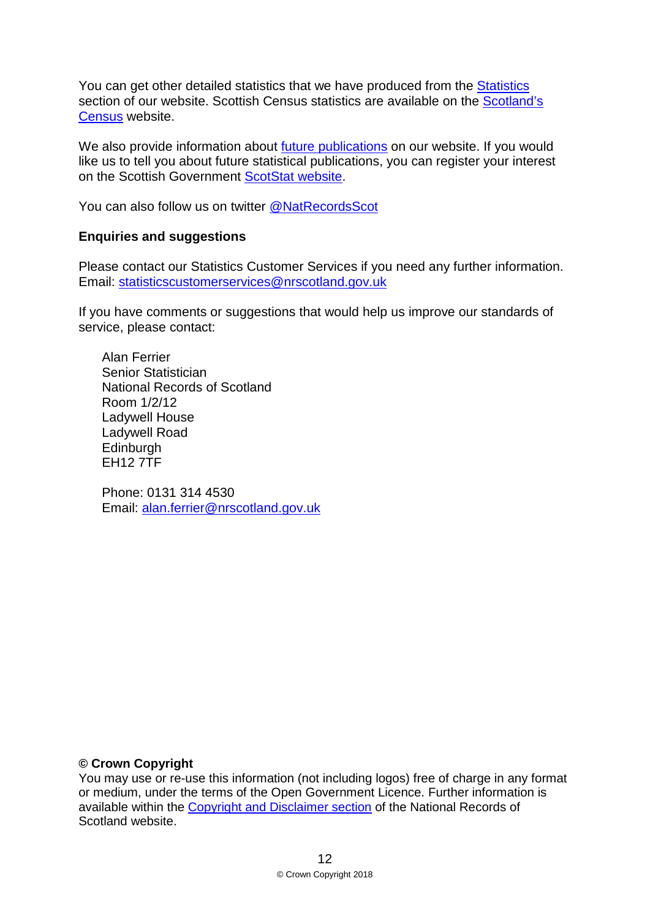You can get other detailed statistics that we have produced from the Statistics section of our website. Scottish Census statistics are available on the Scotland's Census website.

We also provide information about future publications on our website. If you would like us to tell you about future statistical publications, you can register your interest on the Scottish Government ScotStat website.

You can also follow us on twitter @NatRecordsScot

**Enquiries and suggestions**

Please contact our Statistics Customer Services if you need any further information.
Email: statisticscustomerservices@nrscotland.gov.uk

If you have comments or suggestions that would help us improve our standards of service, please contact:

Alan Ferrier
Senior Statistician
National Records of Scotland
Room 1/2/12
Ladywell House
Ladywell Road
Edinburgh
EH12 7TF

Phone: 0131 314 4530
Email: alan.ferrier@nrscotland.gov.uk

**© Crown Copyright**
You may use or re-use this information (not including logos) free of charge in any format or medium, under the terms of the Open Government Licence. Further information is available within the Copyright and Disclaimer section of the National Records of Scotland website.